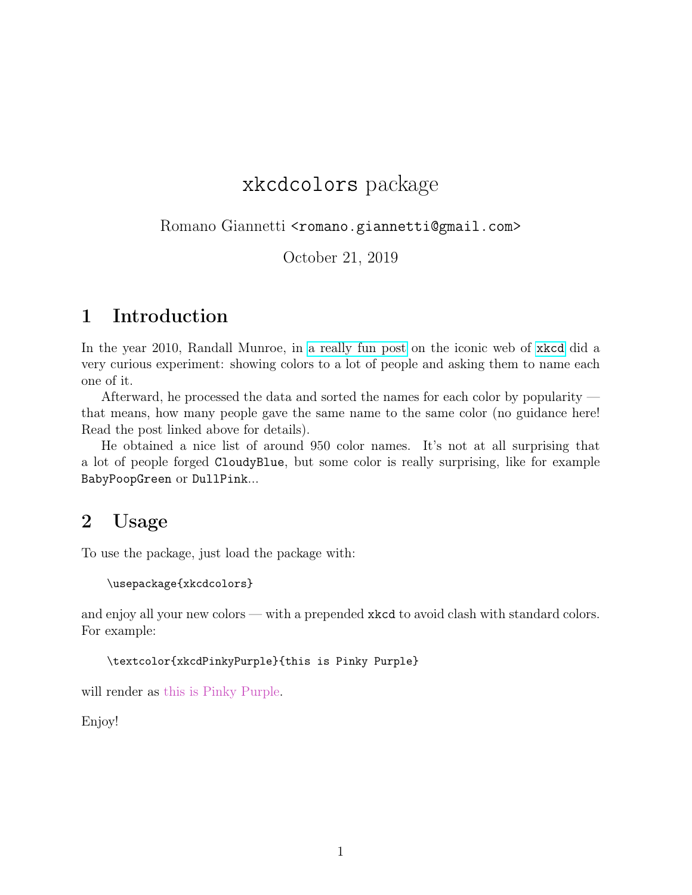# xkcdcolors package

Romano Giannetti <romano.giannetti@gmail.com>

October 21, 2019

## 1 Introduction

In the year 2010, Randall Munroe, in a really fun post on the iconic web of `xkcd` did a very curious experiment: showing colors to a lot of people and asking them to name each one of it.

Afterward, he processed the data and sorted the names for each color by popularity — that means, how many people gave the same name to the same color (no guidance here! Read the post linked above for details).

He obtained a nice list of around 950 color names. It's not at all surprising that a lot of people forged `CloudyBlue`, but some color is really surprising, like for example `BabyPoopGreen` or `DullPink`...

## 2 Usage

To use the package, just load the package with:

```
\usepackage{xkcdcolors}
```

and enjoy all your new colors — with a prepended `xkcd` to avoid clash with standard colors. For example:

```
\textcolor{xkcdPinkyPurple}{this is Pinky Purple}
```

will render as this is Pinky Purple.

Enjoy!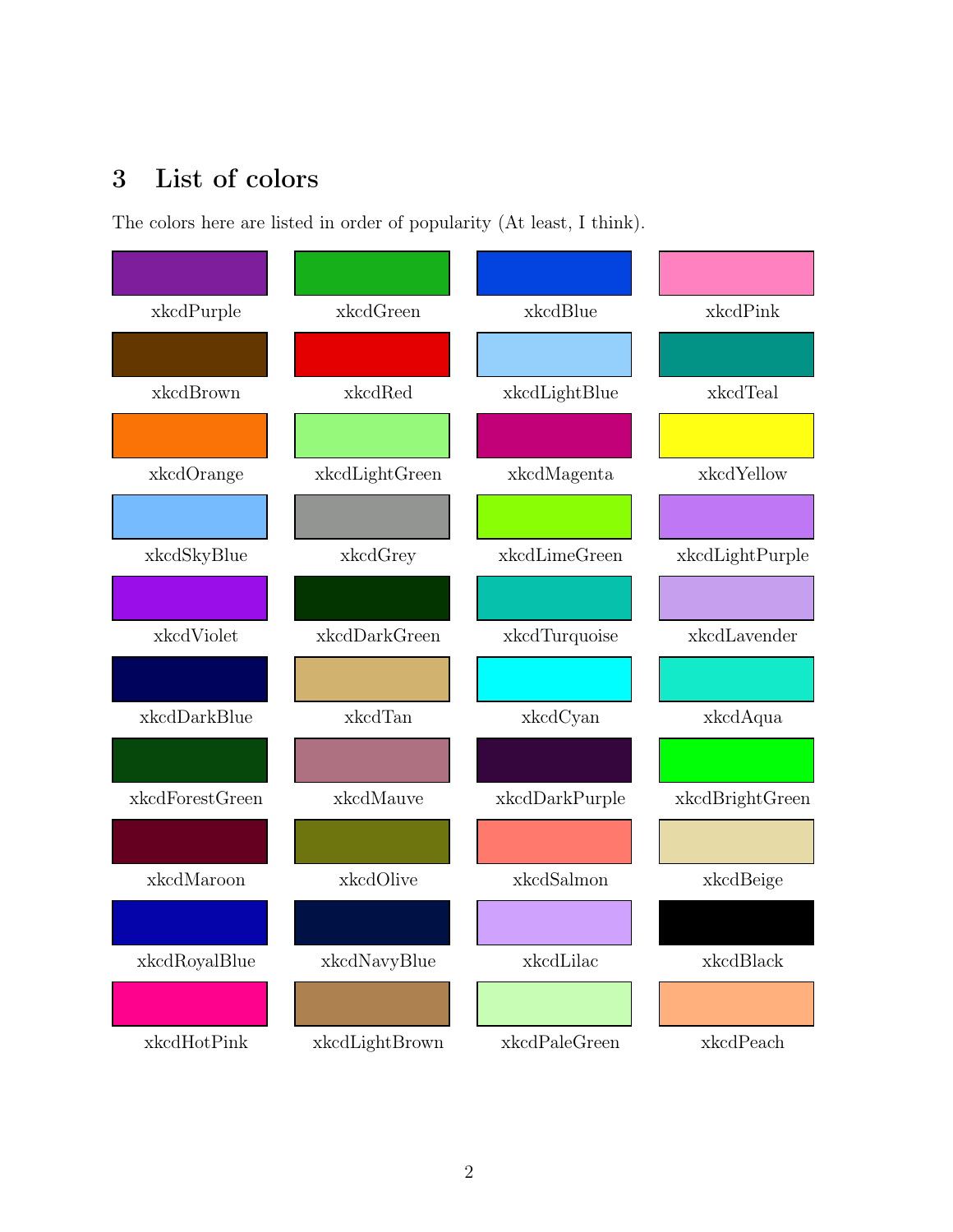## 3 List of colors

The colors here are listed in order of popularity (At least, I think).

| | | | |
|---|---|---|---|
| xkcdPurple | xkcdGreen | xkcdBlue | xkcdPink |
| xkcdBrown | xkcdRed | xkcdLightBlue | xkcdTeal |
| xkcdOrange | xkcdLightGreen | xkcdMagenta | xkcdYellow |
| xkcdSkyBlue | xkcdGrey | xkcdLimeGreen | xkcdLightPurple |
| xkcdViolet | xkcdDarkGreen | xkcdTurquoise | xkcdLavender |
| xkcdDarkBlue | xkcdTan | xkcdCyan | xkcdAqua |
| xkcdForestGreen | xkcdMauve | xkcdDarkPurple | xkcdBrightGreen |
| xkcdMaroon | xkcdOlive | xkcdSalmon | xkcdBeige |
| xkcdRoyalBlue | xkcdNavyBlue | xkcdLilac | xkcdBlack |
| xkcdHotPink | xkcdLightBrown | xkcdPaleGreen | xkcdPeach |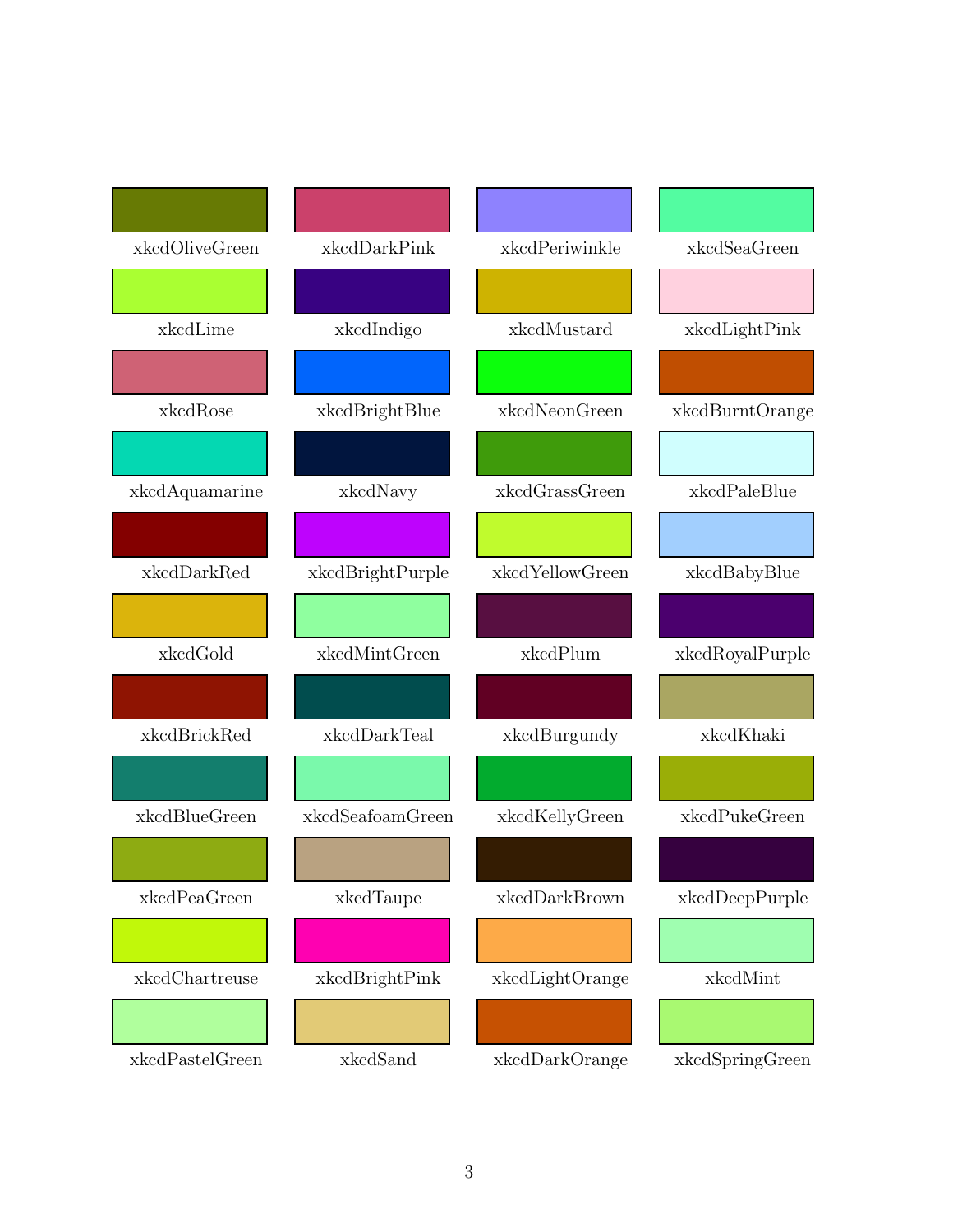| | | | |
|---|---|---|---|
| xkcdOliveGreen | xkcdDarkPink | xkcdPeriwinkle | xkcdSeaGreen |
| xkcdLime | xkcdIndigo | xkcdMustard | xkcdLightPink |
| xkcdRose | xkcdBrightBlue | xkcdNeonGreen | xkcdBurntOrange |
| xkcdAquamarine | xkcdNavy | xkcdGrassGreen | xkcdPaleBlue |
| xkcdDarkRed | xkcdBrightPurple | xkcdYellowGreen | xkcdBabyBlue |
| xkcdGold | xkcdMintGreen | xkcdPlum | xkcdRoyalPurple |
| xkcdBrickRed | xkcdDarkTeal | xkcdBurgundy | xkcdKhaki |
| xkcdBlueGreen | xkcdSeafoamGreen | xkcdKellyGreen | xkcdPukeGreen |
| xkcdPeaGreen | xkcdTaupe | xkcdDarkBrown | xkcdDeepPurple |
| xkcdChartreuse | xkcdBrightPink | xkcdLightOrange | xkcdMint |
| xkcdPastelGreen | xkcdSand | xkcdDarkOrange | xkcdSpringGreen |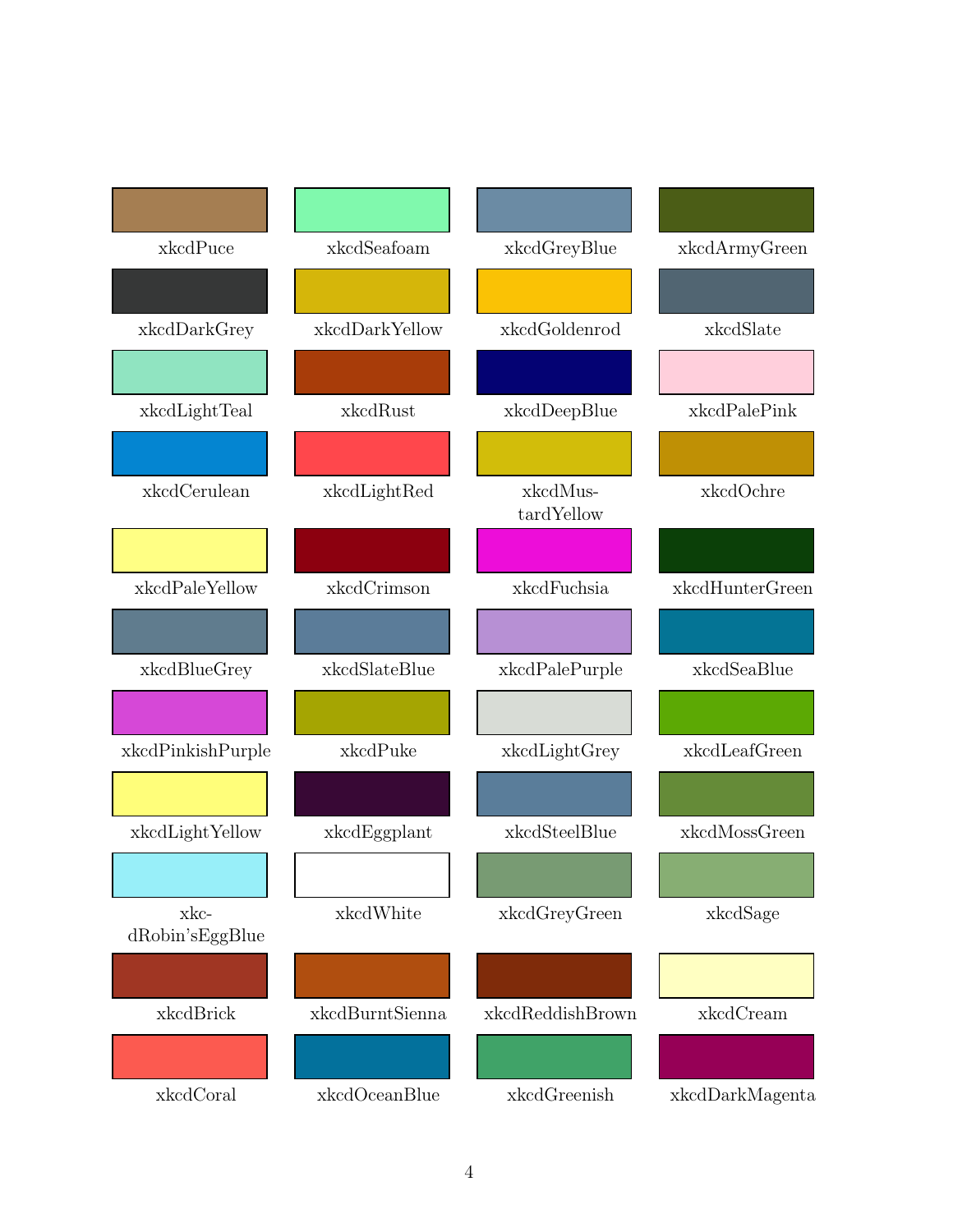| | | | |
|---|---|---|---|
| xkcdPuce | xkcdSeafoam | xkcdGreyBlue | xkcdArmyGreen |
| xkcdDarkGrey | xkcdDarkYellow | xkcdGoldenrod | xkcdSlate |
| xkcdLightTeal | xkcdRust | xkcdDeepBlue | xkcdPalePink |
| xkcdCerulean | xkcdLightRed | xkcdMus-tardYellow | xkcdOchre |
| xkcdPaleYellow | xkcdCrimson | xkcdFuchsia | xkcdHunterGreen |
| xkcdBlueGrey | xkcdSlateBlue | xkcdPalePurple | xkcdSeaBlue |
| xkcdPinkishPurple | xkcdPuke | xkcdLightGrey | xkcdLeafGreen |
| xkcdLightYellow | xkcdEggplant | xkcdSteelBlue | xkcdMossGreen |
| xkc-dRobin'sEggBlue | xkcdWhite | xkcdGreyGreen | xkcdSage |
| xkcdBrick | xkcdBurntSienna | xkcdReddishBrown | xkcdCream |
| xkcdCoral | xkcdOceanBlue | xkcdGreenish | xkcdDarkMagenta |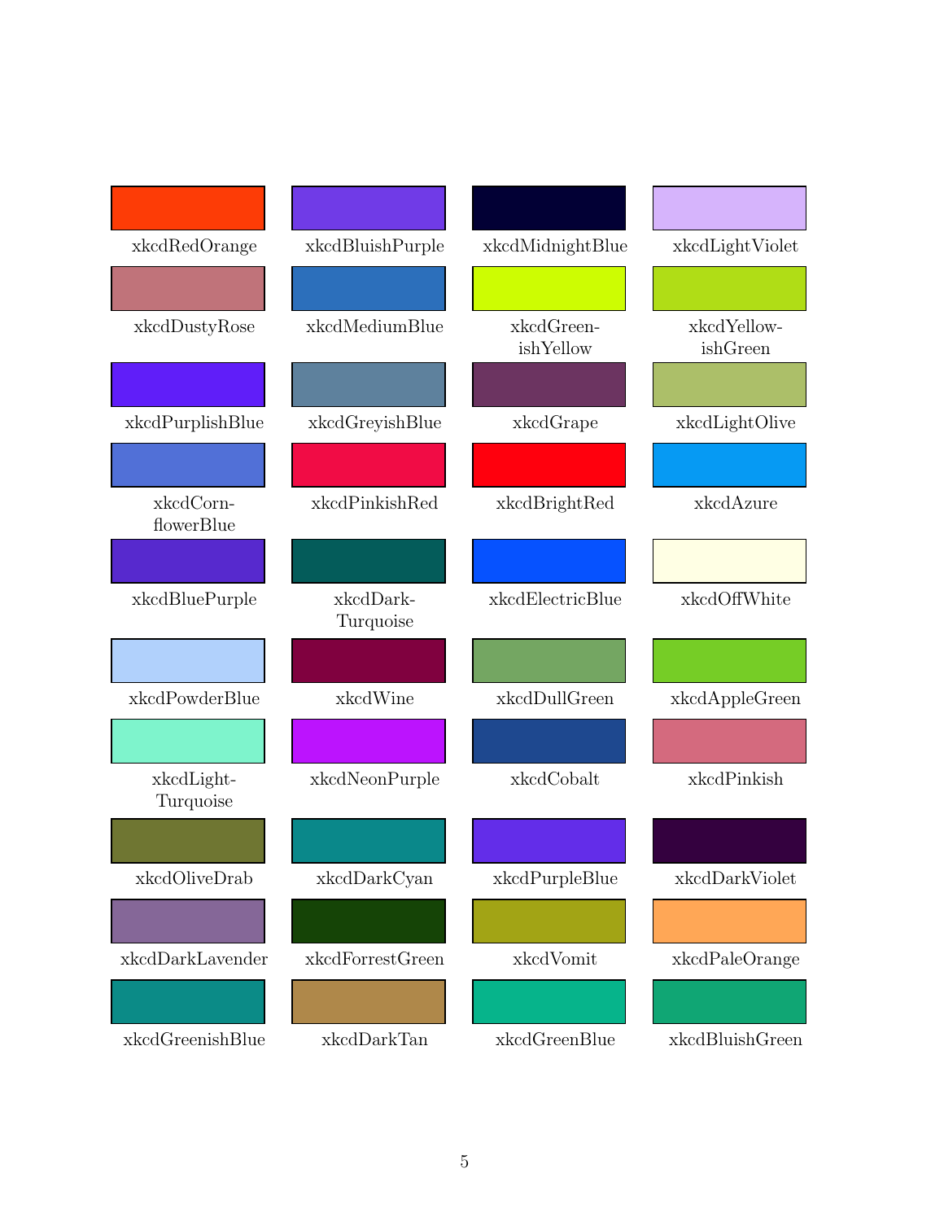| | | | |
|---|---|---|---|
| xkcdRedOrange | xkcdBluishPurple | xkcdMidnightBlue | xkcdLightViolet |
| xkcdDustyRose | xkcdMediumBlue | xkcdGreen-ishYellow | xkcdYellow-ishGreen |
| xkcdPurplishBlue | xkcdGreyishBlue | xkcdGrape | xkcdLightOlive |
| xkcdCorn-flowerBlue | xkcdPinkishRed | xkcdBrightRed | xkcdAzure |
| xkcdBluePurple | xkcdDark-Turquoise | xkcdElectricBlue | xkcdOffWhite |
| xkcdPowderBlue | xkcdWine | xkcdDullGreen | xkcdAppleGreen |
| xkcdLight-Turquoise | xkcdNeonPurple | xkcdCobalt | xkcdPinkish |
| xkcdOliveDrab | xkcdDarkCyan | xkcdPurpleBlue | xkcdDarkViolet |
| xkcdDarkLavender | xkcdForrestGreen | xkcdVomit | xkcdPaleOrange |
| xkcdGreenishBlue | xkcdDarkTan | xkcdGreenBlue | xkcdBluishGreen |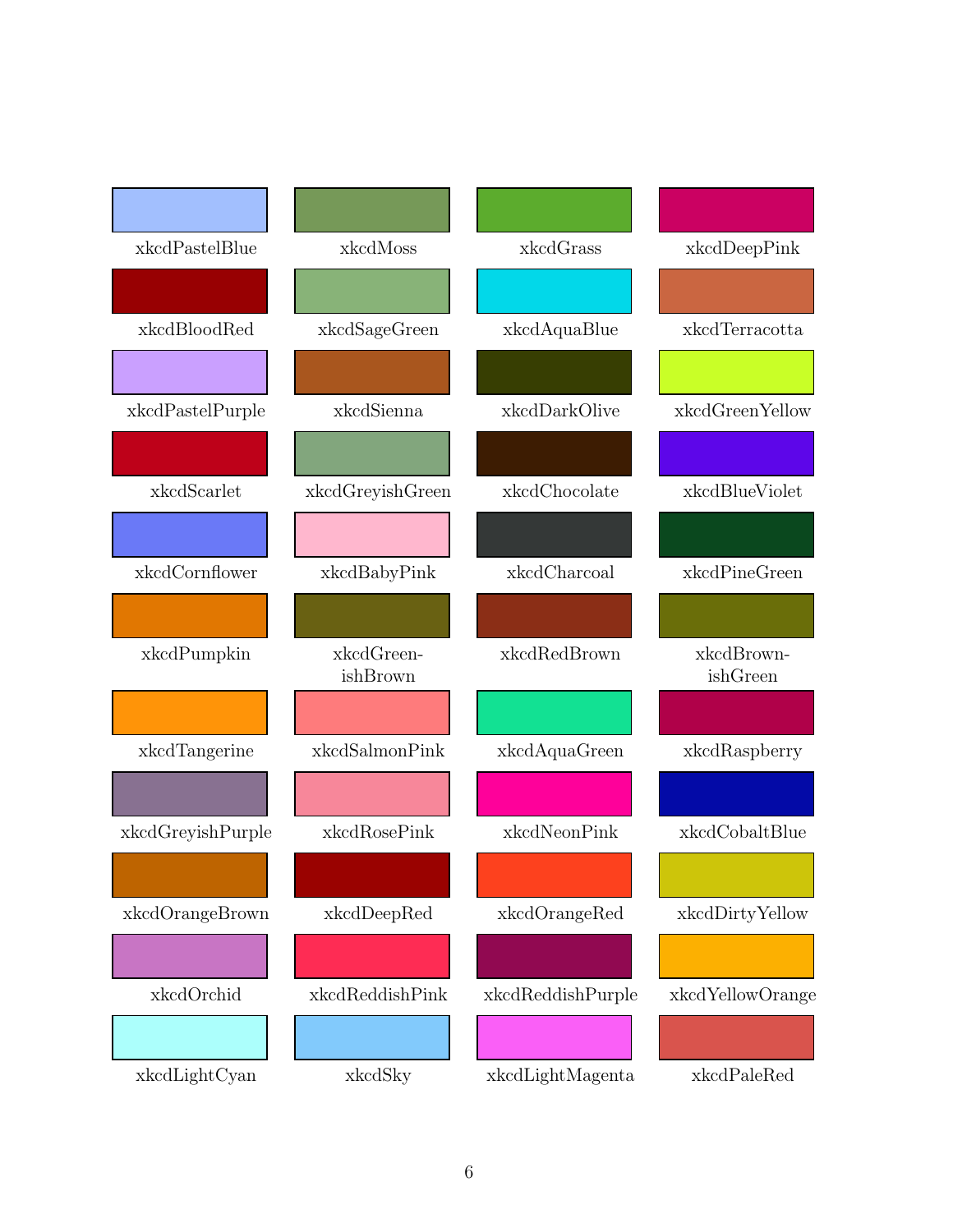| | | | |
|---|---|---|---|
| xkcdPastelBlue | xkcdMoss | xkcdGrass | xkcdDeepPink |
| xkcdBloodRed | xkcdSageGreen | xkcdAquaBlue | xkcdTerracotta |
| xkcdPastelPurple | xkcdSienna | xkcdDarkOlive | xkcdGreenYellow |
| xkcdScarlet | xkcdGreyishGreen | xkcdChocolate | xkcdBlueViolet |
| xkcdCornflower | xkcdBabyPink | xkcdCharcoal | xkcdPineGreen |
| xkcdPumpkin | xkcdGreen-ishBrown | xkcdRedBrown | xkcdBrown-ishGreen |
| xkcdTangerine | xkcdSalmonPink | xkcdAquaGreen | xkcdRaspberry |
| xkcdGreyishPurple | xkcdRosePink | xkcdNeonPink | xkcdCobaltBlue |
| xkcdOrangeBrown | xkcdDeepRed | xkcdOrangeRed | xkcdDirtyYellow |
| xkcdOrchid | xkcdReddishPink | xkcdReddishPurple | xkcdYellowOrange |
| xkcdLightCyan | xkcdSky | xkcdLightMagenta | xkcdPaleRed |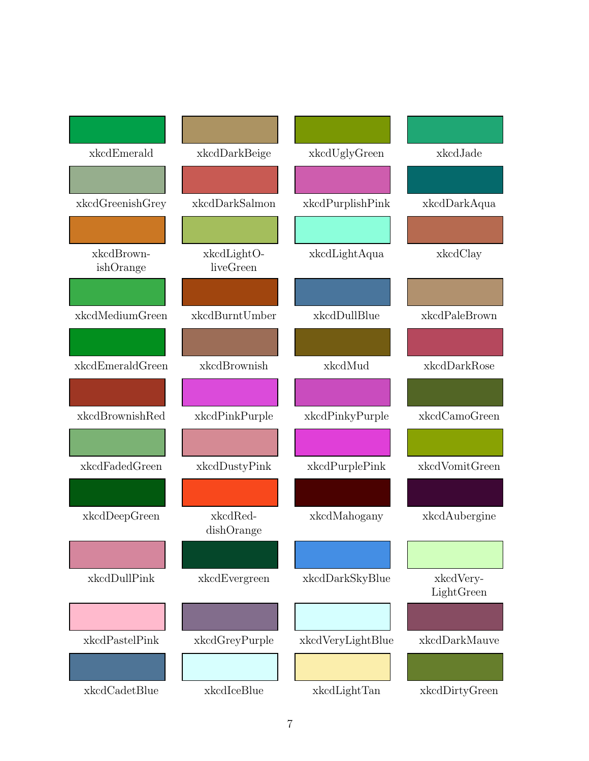| | | | |
|---|---|---|---|
| xkcdEmerald | xkcdDarkBeige | xkcdUglyGreen | xkcdJade |
| xkcdGreenishGrey | xkcdDarkSalmon | xkcdPurplishPink | xkcdDarkAqua |
| xkcdBrownishOrange | xkcdLightOliveGreen | xkcdLightAqua | xkcdClay |
| xkcdMediumGreen | xkcdBurntUmber | xkcdDullBlue | xkcdPaleBrown |
| xkcdEmeraldGreen | xkcdBrownish | xkcdMud | xkcdDarkRose |
| xkcdBrownishRed | xkcdPinkPurple | xkcdPinkyPurple | xkcdCamoGreen |
| xkcdFadedGreen | xkcdDustyPink | xkcdPurplePink | xkcdVomitGreen |
| xkcdDeepGreen | xkcdReddishOrange | xkcdMahogany | xkcdAubergine |
| xkcdDullPink | xkcdEvergreen | xkcdDarkSkyBlue | xkcdVeryLightGreen |
| xkcdPastelPink | xkcdGreyPurple | xkcdVeryLightBlue | xkcdDarkMauve |
| xkcdCadetBlue | xkcdIceBlue | xkcdLightTan | xkcdDirtyGreen |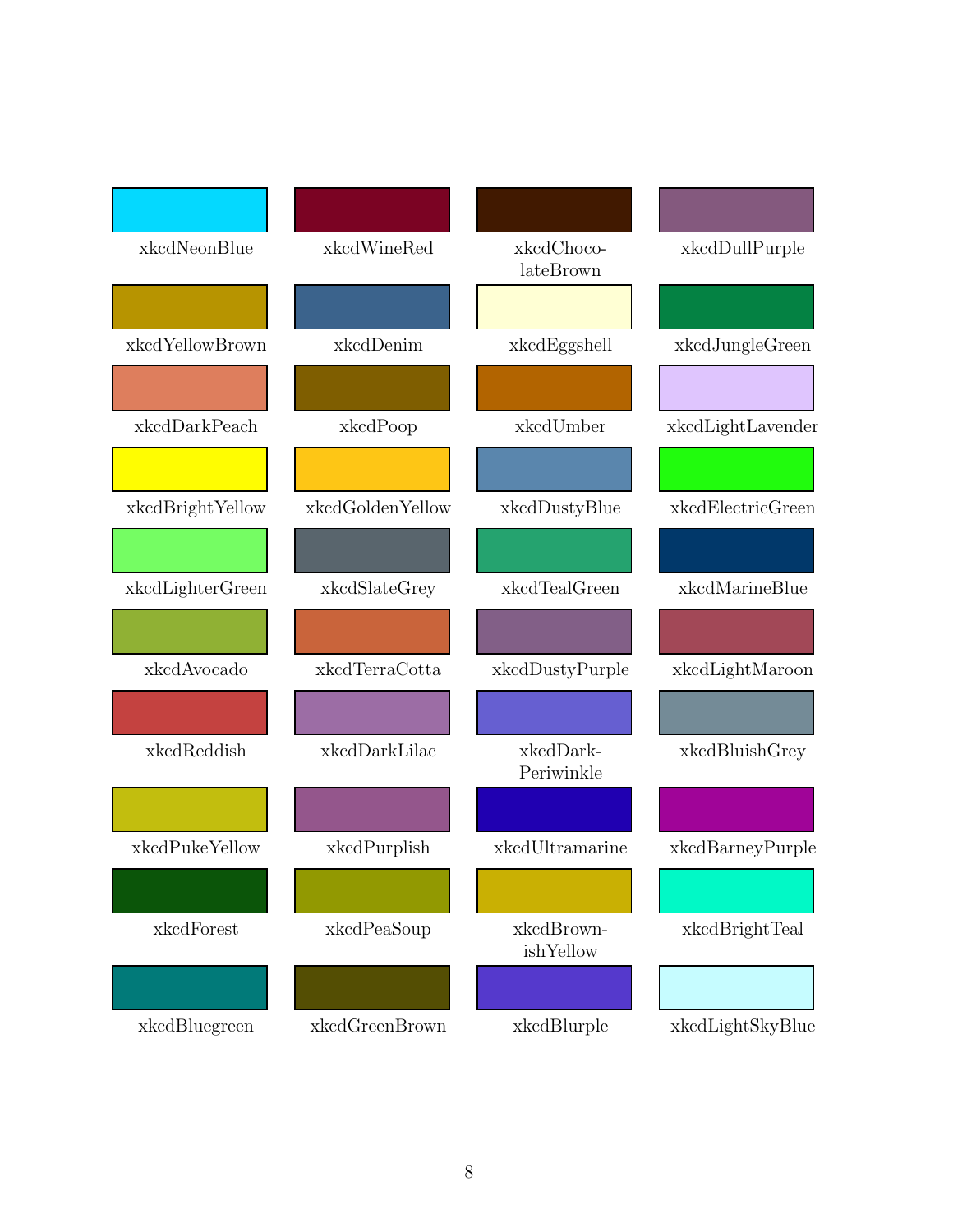| | | | |
|---|---|---|---|
| xkcdNeonBlue | xkcdWineRed | xkcdChoco-lateBrown | xkcdDullPurple |
| xkcdYellowBrown | xkcdDenim | xkcdEggshell | xkcdJungleGreen |
| xkcdDarkPeach | xkcdPoop | xkcdUmber | xkcdLightLavender |
| xkcdBrightYellow | xkcdGoldenYellow | xkcdDustyBlue | xkcdElectricGreen |
| xkcdLighterGreen | xkcdSlateGrey | xkcdTealGreen | xkcdMarineBlue |
| xkcdAvocado | xkcdTerraCotta | xkcdDustyPurple | xkcdLightMaroon |
| xkcdReddish | xkcdDarkLilac | xkcdDark-Periwinkle | xkcdBluishGrey |
| xkcdPukeYellow | xkcdPurplish | xkcdUltramarine | xkcdBarneyPurple |
| xkcdForest | xkcdPeaSoup | xkcdBrown-ishYellow | xkcdBrightTeal |
| xkcdBluegreen | xkcdGreenBrown | xkcdBlurple | xkcdLightSkyBlue |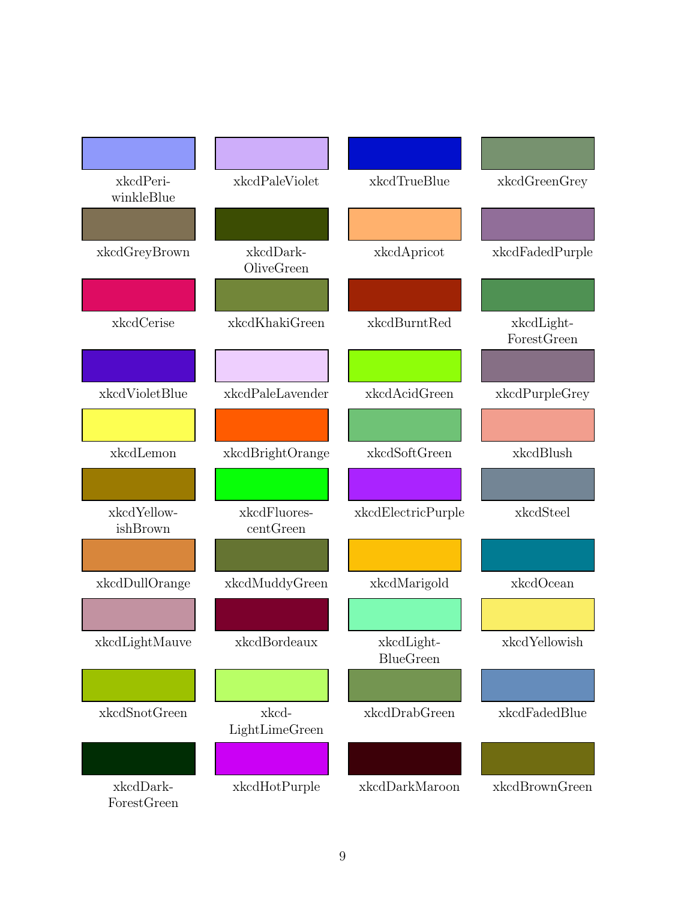| | | | |
|---|---|---|---|
| xkcdPeri-winkleBlue | xkcdPaleViolet | xkcdTrueBlue | xkcdGreenGrey |
| xkcdGreyBrown | xkcdDark-OliveGreen | xkcdApricot | xkcdFadedPurple |
| xkcdCerise | xkcdKhakiGreen | xkcdBurntRed | xkcdLight-ForestGreen |
| xkcdVioletBlue | xkcdPaleLavender | xkcdAcidGreen | xkcdPurpleGrey |
| xkcdLemon | xkcdBrightOrange | xkcdSoftGreen | xkcdBlush |
| xkcdYellow-ishBrown | xkcdFluores-centGreen | xkcdElectricPurple | xkcdSteel |
| xkcdDullOrange | xkcdMuddyGreen | xkcdMarigold | xkcdOcean |
| xkcdLightMauve | xkcdBordeaux | xkcdLight-BlueGreen | xkcdYellowish |
| xkcdSnotGreen | xkcd-LightLimeGreen | xkcdDrabGreen | xkcdFadedBlue |
| xkcdDark-ForestGreen | xkcdHotPurple | xkcdDarkMaroon | xkcdBrownGreen |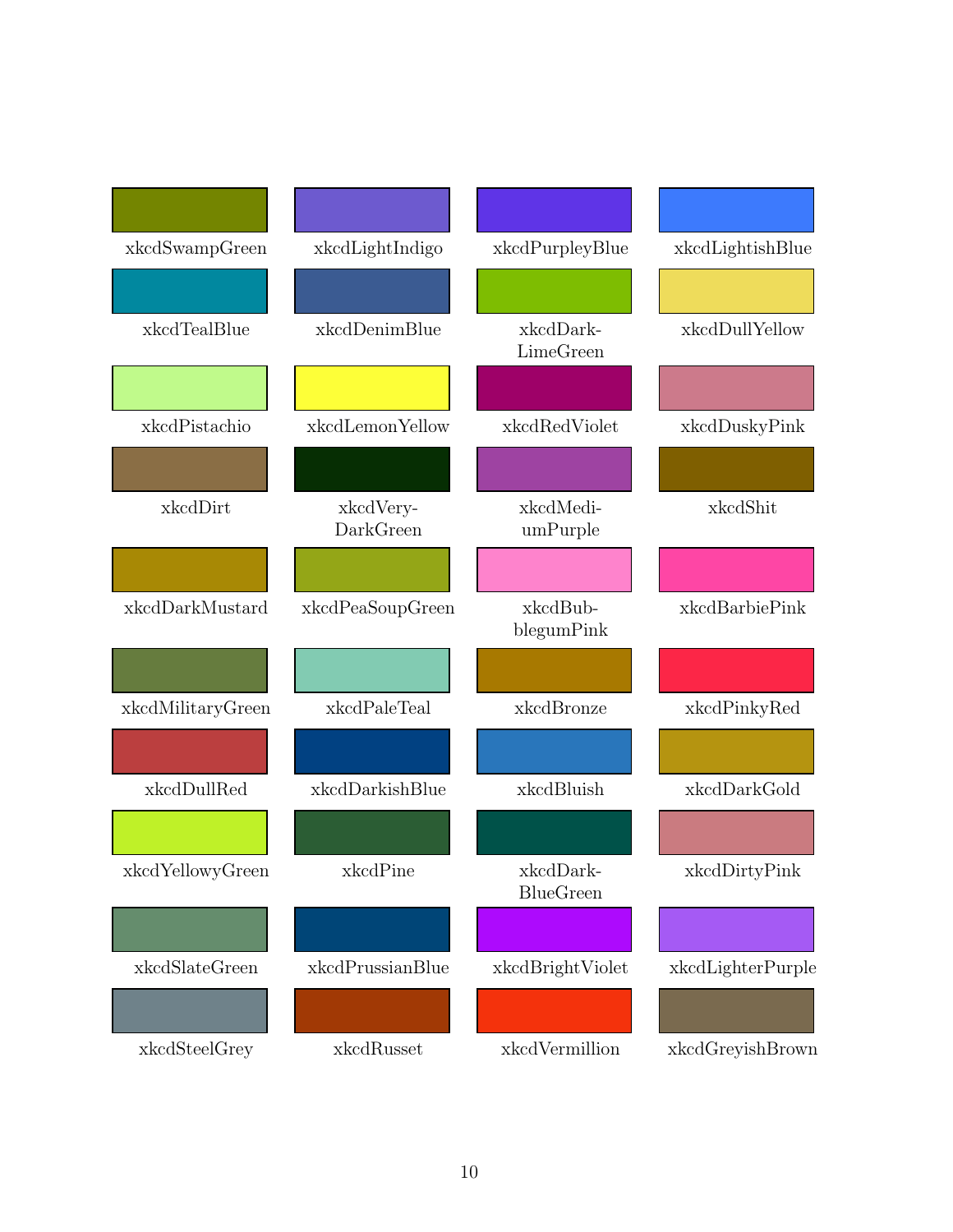| | | | |
|---|---|---|---|
| xkcdSwampGreen | xkcdLightIndigo | xkcdPurpleyBlue | xkcdLightishBlue |
| xkcdTealBlue | xkcdDenimBlue | xkcdDark-LimeGreen | xkcdDullYellow |
| xkcdPistachio | xkcdLemonYellow | xkcdRedViolet | xkcdDuskyPink |
| xkcdDirt | xkcdVery-DarkGreen | xkcdMedi-umPurple | xkcdShit |
| xkcdDarkMustard | xkcdPeaSoupGreen | xkcdBub-blegumPink | xkcdBarbiePink |
| xkcdMilitaryGreen | xkcdPaleTeal | xkcdBronze | xkcdPinkyRed |
| xkcdDullRed | xkcdDarkishBlue | xkcdBluish | xkcdDarkGold |
| xkcdYellowyGreen | xkcdPine | xkcdDark-BlueGreen | xkcdDirtyPink |
| xkcdSlateGreen | xkcdPrussianBlue | xkcdBrightViolet | xkcdLighterPurple |
| xkcdSteelGrey | xkcdRusset | xkcdVermillion | xkcdGreyishBrown |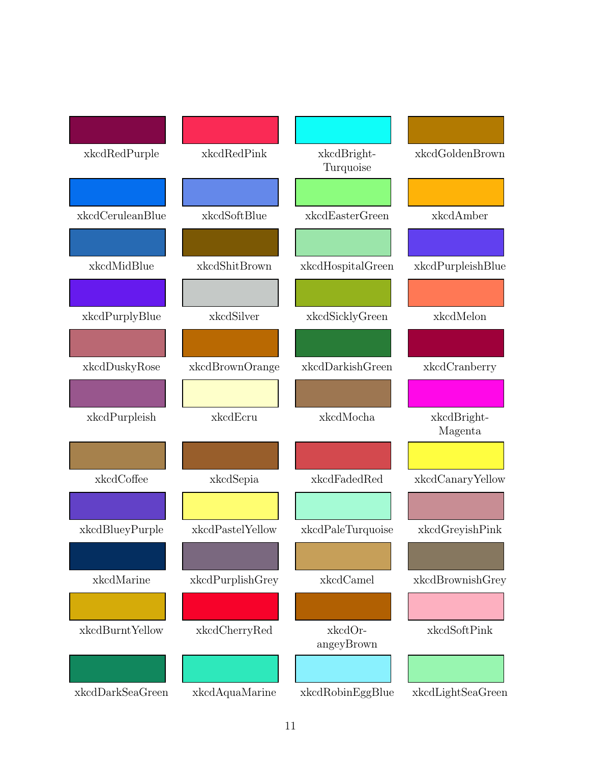| | | | |
|---|---|---|---|
| xkcdRedPurple | xkcdRedPink | xkcdBright-Turquoise | xkcdGoldenBrown |
| xkcdCeruleanBlue | xkcdSoftBlue | xkcdEasterGreen | xkcdAmber |
| xkcdMidBlue | xkcdShitBrown | xkcdHospitalGreen | xkcdPurpleishBlue |
| xkcdPurplyBlue | xkcdSilver | xkcdSicklyGreen | xkcdMelon |
| xkcdDuskyRose | xkcdBrownOrange | xkcdDarkishGreen | xkcdCranberry |
| xkcdPurpleish | xkcdEcru | xkcdMocha | xkcdBright-Magenta |
| xkcdCoffee | xkcdSepia | xkcdFadedRed | xkcdCanaryYellow |
| xkcdBlueyPurple | xkcdPastelYellow | xkcdPaleTurquoise | xkcdGreyishPink |
| xkcdMarine | xkcdPurplishGrey | xkcdCamel | xkcdBrownishGrey |
| xkcdBurntYellow | xkcdCherryRed | xkcdOr-angeyBrown | xkcdSoftPink |
| xkcdDarkSeaGreen | xkcdAquaMarine | xkcdRobinEggBlue | xkcdLightSeaGreen |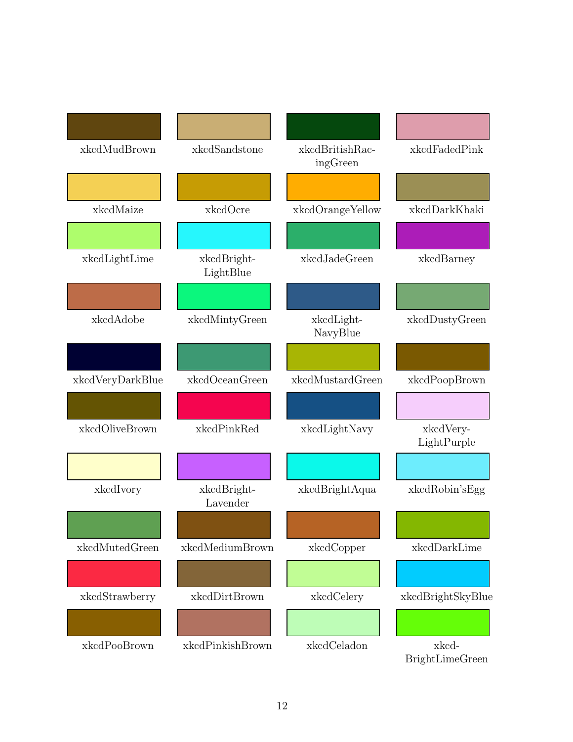| | | | |
|---|---|---|---|
| xkcdMudBrown | xkcdSandstone | xkcdBritishRacingGreen | xkcdFadedPink |
| xkcdMaize | xkcdOcre | xkcdOrangeYellow | xkcdDarkKhaki |
| xkcdLightLime | xkcdBrightLightBlue | xkcdJadeGreen | xkcdBarney |
| xkcdAdobe | xkcdMintyGreen | xkcdLightNavyBlue | xkcdDustyGreen |
| xkcdVeryDarkBlue | xkcdOceanGreen | xkcdMustardGreen | xkcdPoopBrown |
| xkcdOliveBrown | xkcdPinkRed | xkcdLightNavy | xkcdVeryLightPurple |
| xkcdIvory | xkcdBrightLavender | xkcdBrightAqua | xkcdRobin'sEgg |
| xkcdMutedGreen | xkcdMediumBrown | xkcdCopper | xkcdDarkLime |
| xkcdStrawberry | xkcdDirtBrown | xkcdCelery | xkcdBrightSkyBlue |
| xkcdPooBrown | xkcdPinkishBrown | xkcdCeladon | xkcdBrightLimeGreen |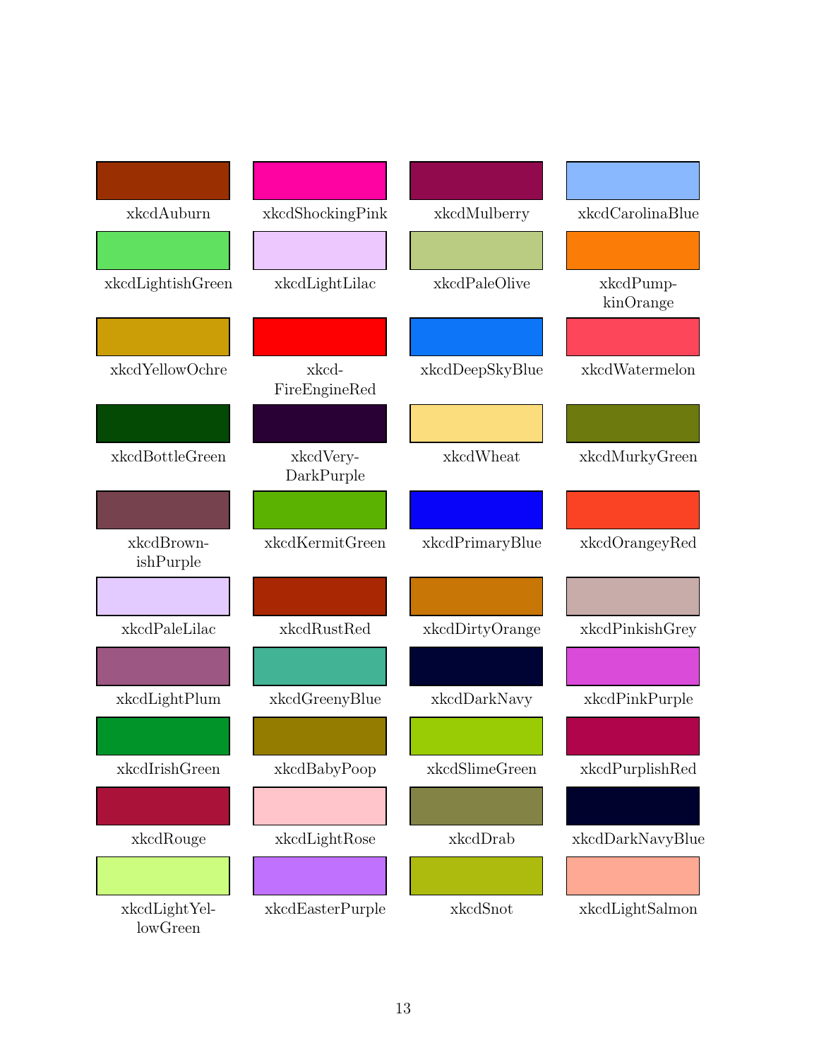| | | | |
|---|---|---|---|
| xkcdAuburn | xkcdShockingPink | xkcdMulberry | xkcdCarolinaBlue |
| xkcdLightishGreen | xkcdLightLilac | xkcdPaleOlive | xkcdPumpkinOrange |
| xkcdYellowOchre | xkcdFireEngineRed | xkcdDeepSkyBlue | xkcdWatermelon |
| xkcdBottleGreen | xkcdVeryDarkPurple | xkcdWheat | xkcdMurkyGreen |
| xkcdBrownishPurple | xkcdKermitGreen | xkcdPrimaryBlue | xkcdOrangeyRed |
| xkcdPaleLilac | xkcdRustRed | xkcdDirtyOrange | xkcdPinkishGrey |
| xkcdLightPlum | xkcdGreenyBlue | xkcdDarkNavy | xkcdPinkPurple |
| xkcdIrishGreen | xkcdBabyPoop | xkcdSlimeGreen | xkcdPurplishRed |
| xkcdRouge | xkcdLightRose | xkcdDrab | xkcdDarkNavyBlue |
| xkcdLightYellowGreen | xkcdEasterPurple | xkcdSnot | xkcdLightSalmon |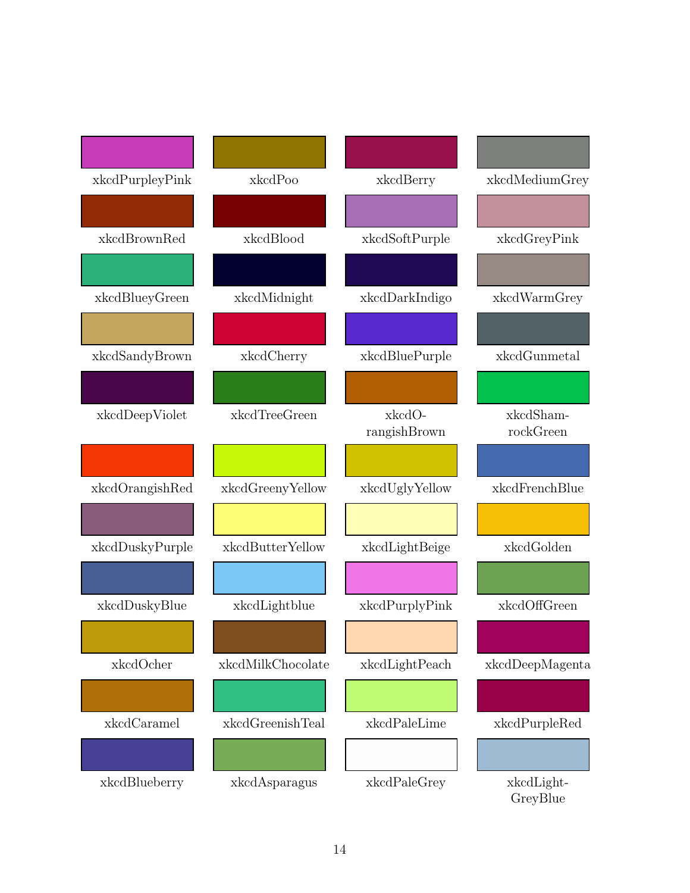| | | | |
|---|---|---|---|
| xkcdPurpleyPink | xkcdPoo | xkcdBerry | xkcdMediumGrey |
| xkcdBrownRed | xkcdBlood | xkcdSoftPurple | xkcdGreyPink |
| xkcdBlueyGreen | xkcdMidnight | xkcdDarkIndigo | xkcdWarmGrey |
| xkcdSandyBrown | xkcdCherry | xkcdBluePurple | xkcdGunmetal |
| xkcdDeepViolet | xkcdTreeGreen | xkcdO-rangishBrown | xkcdSham-rockGreen |
| xkcdOrangishRed | xkcdGreenyYellow | xkcdUglyYellow | xkcdFrenchBlue |
| xkcdDuskyPurple | xkcdButterYellow | xkcdLightBeige | xkcdGolden |
| xkcdDuskyBlue | xkcdLightblue | xkcdPurplyPink | xkcdOffGreen |
| xkcdOcher | xkcdMilkChocolate | xkcdLightPeach | xkcdDeepMagenta |
| xkcdCaramel | xkcdGreenishTeal | xkcdPaleLime | xkcdPurpleRed |
| xkcdBlueberry | xkcdAsparagus | xkcdPaleGrey | xkcdLight-GreyBlue |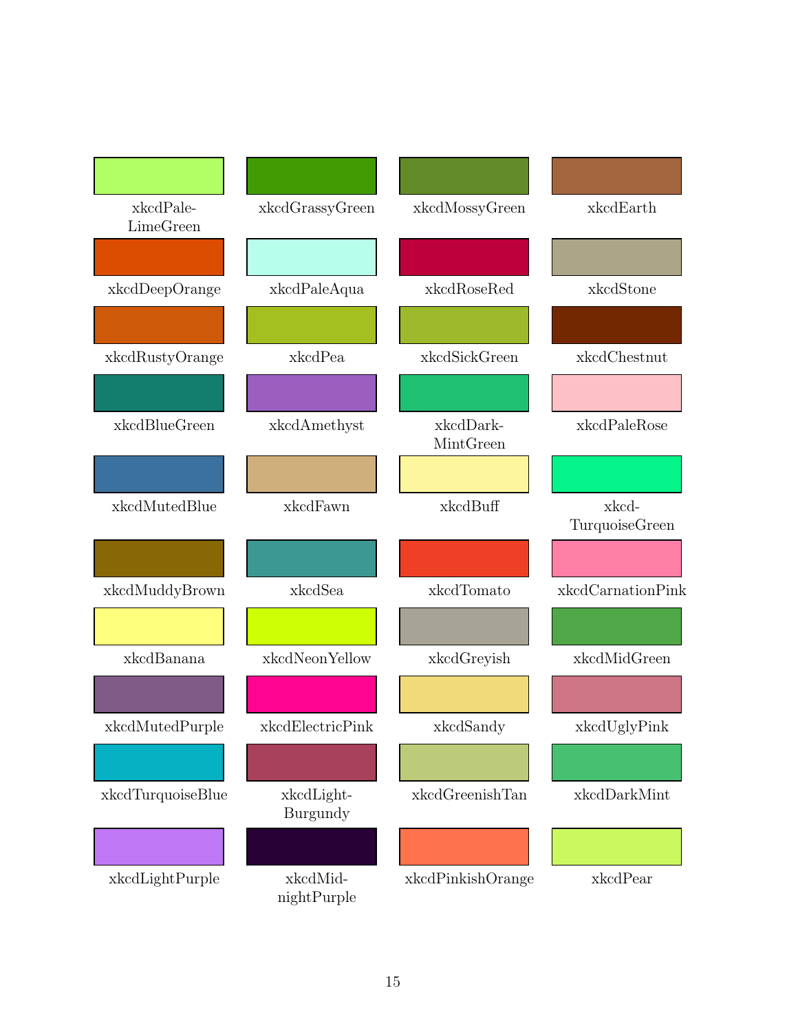| | | | |
|---|---|---|---|
| xkcdPale-LimeGreen | xkcdGrassyGreen | xkcdMossyGreen | xkcdEarth |
| xkcdDeepOrange | xkcdPaleAqua | xkcdRoseRed | xkcdStone |
| xkcdRustyOrange | xkcdPea | xkcdSickGreen | xkcdChestnut |
| xkcdBlueGreen | xkcdAmethyst | xkcdDark-MintGreen | xkcdPaleRose |
| xkcdMutedBlue | xkcdFawn | xkcdBuff | xkcd-TurquoiseGreen |
| xkcdMuddyBrown | xkcdSea | xkcdTomato | xkcdCarnationPink |
| xkcdBanana | xkcdNeonYellow | xkcdGreyish | xkcdMidGreen |
| xkcdMutedPurple | xkcdElectricPink | xkcdSandy | xkcdUglyPink |
| xkcdTurquoiseBlue | xkcdLight-Burgundy | xkcdGreenishTan | xkcdDarkMint |
| xkcdLightPurple | xkcdMid-nightPurple | xkcdPinkishOrange | xkcdPear |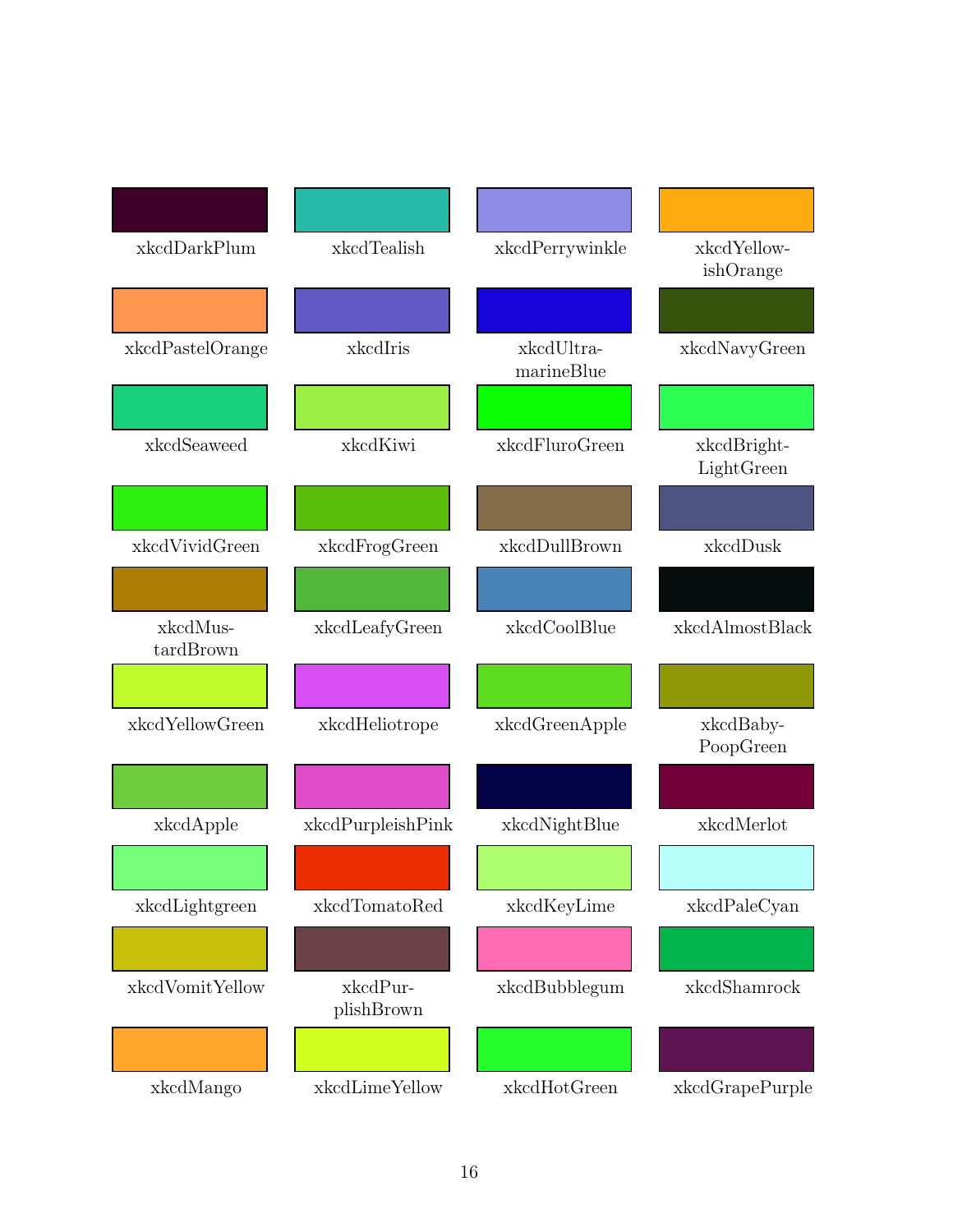| | | | |
|---|---|---|---|
| xkcdDarkPlum | xkcdTealish | xkcdPerrywinkle | xkcdYellow-ishOrange |
| xkcdPastelOrange | xkcdIris | xkcdUltra-marineBlue | xkcdNavyGreen |
| xkcdSeaweed | xkcdKiwi | xkcdFluroGreen | xkcdBright-LightGreen |
| xkcdVividGreen | xkcdFrogGreen | xkcdDullBrown | xkcdDusk |
| xkcdMus-tardBrown | xkcdLeafyGreen | xkcdCoolBlue | xkcdAlmostBlack |
| xkcdYellowGreen | xkcdHeliotrope | xkcdGreenApple | xkcdBaby-PoopGreen |
| xkcdApple | xkcdPurpleishPink | xkcdNightBlue | xkcdMerlot |
| xkcdLightgreen | xkcdTomatoRed | xkcdKeyLime | xkcdPaleCyan |
| xkcdVomitYellow | xkcdPur-plishBrown | xkcdBubblegum | xkcdShamrock |
| xkcdMango | xkcdLimeYellow | xkcdHotGreen | xkcdGrapePurple |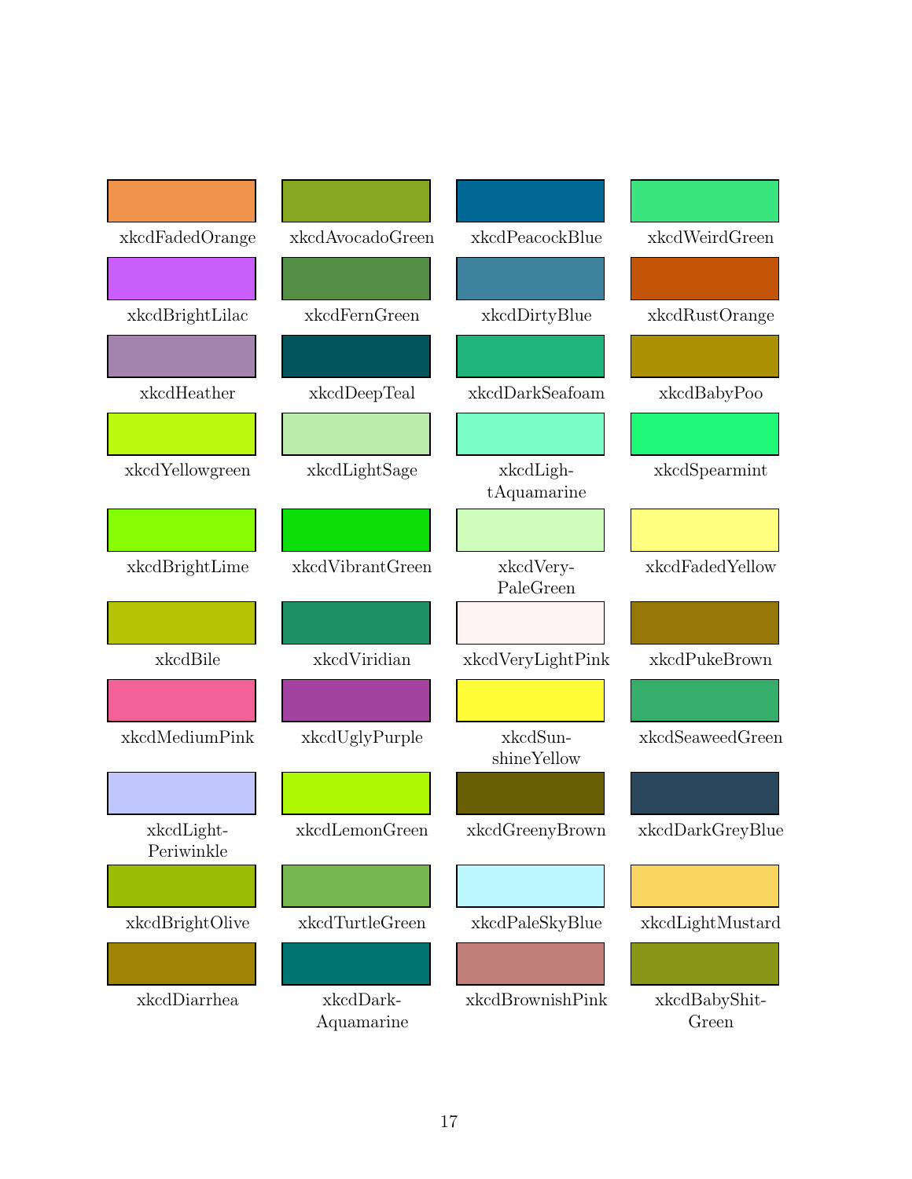| | | | |
|---|---|---|---|
| xkcdFadedOrange | xkcdAvocadoGreen | xkcdPeacockBlue | xkcdWeirdGreen |
| xkcdBrightLilac | xkcdFernGreen | xkcdDirtyBlue | xkcdRustOrange |
| xkcdHeather | xkcdDeepTeal | xkcdDarkSeafoam | xkcdBabyPoo |
| xkcdYellowgreen | xkcdLightSage | xkcdLigh-tAquamarine | xkcdSpearmint |
| xkcdBrightLime | xkcdVibrantGreen | xkcdVery-PaleGreen | xkcdFadedYellow |
| xkcdBile | xkcdViridian | xkcdVeryLightPink | xkcdPukeBrown |
| xkcdMediumPink | xkcdUglyPurple | xkcdSun-shineYellow | xkcdSeaweedGreen |
| xkcdLight-Periwinkle | xkcdLemonGreen | xkcdGreenyBrown | xkcdDarkGreyBlue |
| xkcdBrightOlive | xkcdTurtleGreen | xkcdPaleSkyBlue | xkcdLightMustard |
| xkcdDiarrhea | xkcdDark-Aquamarine | xkcdBrownishPink | xkcdBabyShit-Green |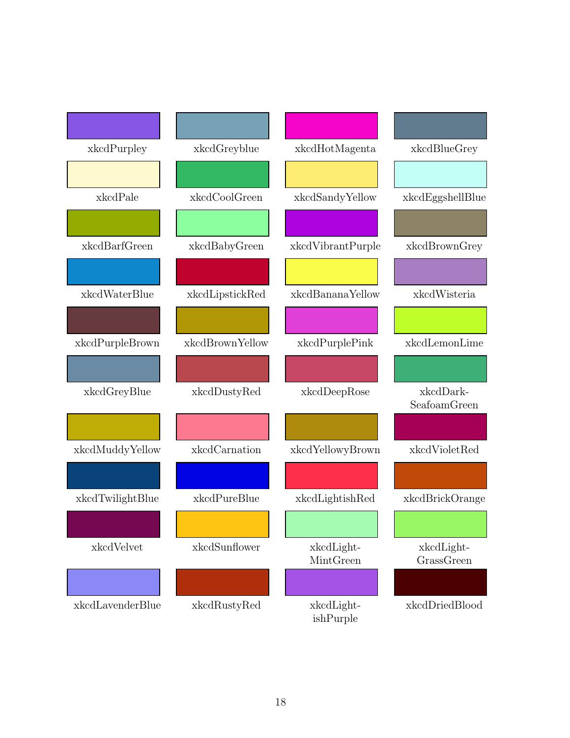| | | | |
|---|---|---|---|
| xkcdPurpley | xkcdGreyblue | xkcdHotMagenta | xkcdBlueGrey |
| xkcdPale | xkcdCoolGreen | xkcdSandyYellow | xkcdEggshellBlue |
| xkcdBarfGreen | xkcdBabyGreen | xkcdVibrantPurple | xkcdBrownGrey |
| xkcdWaterBlue | xkcdLipstickRed | xkcdBananaYellow | xkcdWisteria |
| xkcdPurpleBrown | xkcdBrownYellow | xkcdPurplePink | xkcdLemonLime |
| xkcdGreyBlue | xkcdDustyRed | xkcdDeepRose | xkcdDark-SeafoamGreen |
| xkcdMuddyYellow | xkcdCarnation | xkcdYellowyBrown | xkcdVioletRed |
| xkcdTwilightBlue | xkcdPureBlue | xkcdLightishRed | xkcdBrickOrange |
| xkcdVelvet | xkcdSunflower | xkcdLight-MintGreen | xkcdLight-GrassGreen |
| xkcdLavenderBlue | xkcdRustyRed | xkcdLight-ishPurple | xkcdDriedBlood |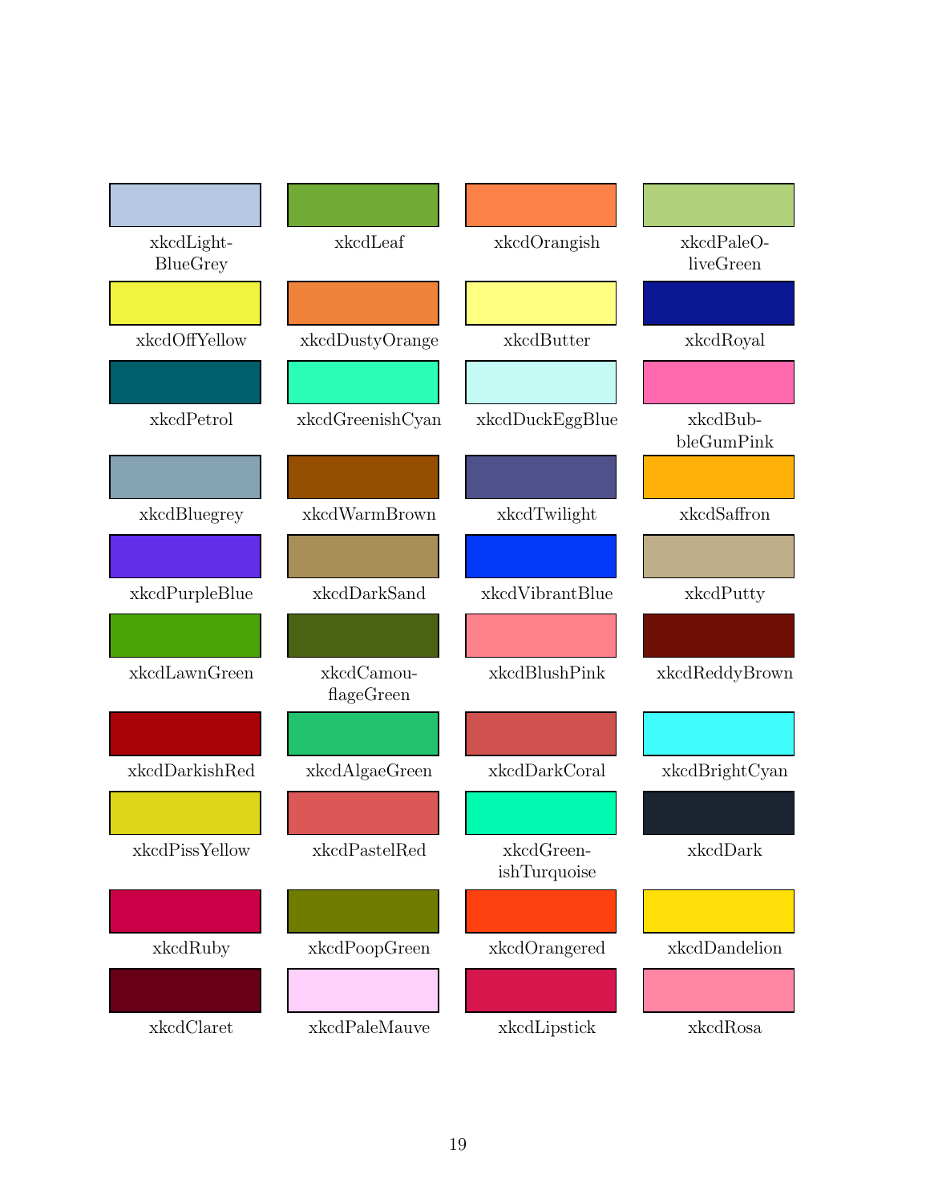| | | | |
|---|---|---|---|
| xkcdLight-BlueGrey | xkcdLeaf | xkcdOrangish | xkcdPaleO-liveGreen |
| xkcdOffYellow | xkcdDustyOrange | xkcdButter | xkcdRoyal |
| xkcdPetrol | xkcdGreenishCyan | xkcdDuckEggBlue | xkcdBub-bleGumPink |
| xkcdBluegrey | xkcdWarmBrown | xkcdTwilight | xkcdSaffron |
| xkcdPurpleBlue | xkcdDarkSand | xkcdVibrantBlue | xkcdPutty |
| xkcdLawnGreen | xkcdCamou-flageGreen | xkcdBlushPink | xkcdReddyBrown |
| xkcdDarkishRed | xkcdAlgaeGreen | xkcdDarkCoral | xkcdBrightCyan |
| xkcdPissYellow | xkcdPastelRed | xkcdGreen-ishTurquoise | xkcdDark |
| xkcdRuby | xkcdPoopGreen | xkcdOrangered | xkcdDandelion |
| xkcdClaret | xkcdPaleMauve | xkcdLipstick | xkcdRosa |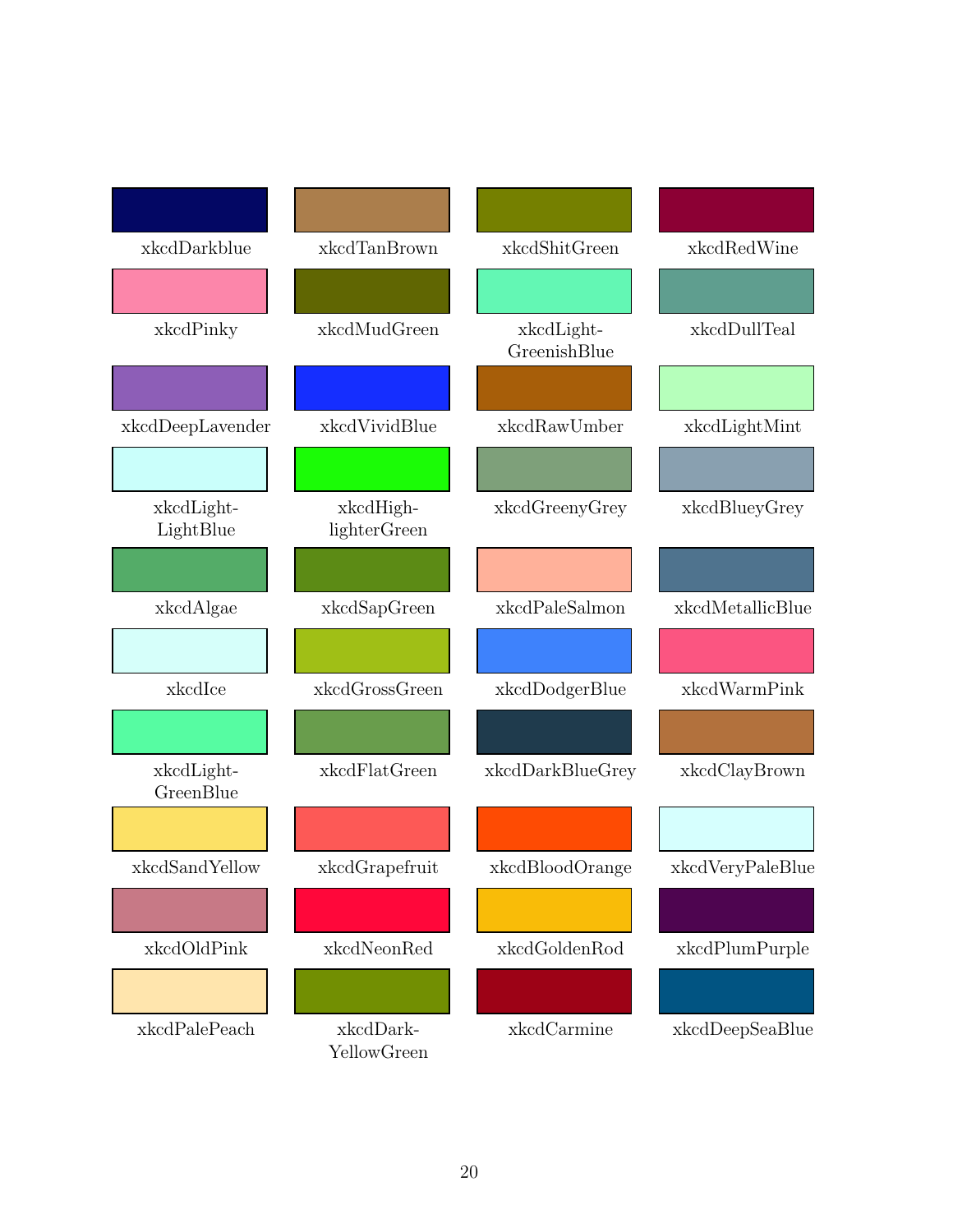| | | | |
|---|---|---|---|
| xkcdDarkblue | xkcdTanBrown | xkcdShitGreen | xkcdRedWine |
| xkcdPinky | xkcdMudGreen | xkcdLight-GreenishBlue | xkcdDullTeal |
| xkcdDeepLavender | xkcdVividBlue | xkcdRawUmber | xkcdLightMint |
| xkcdLight-LightBlue | xkcdHigh-lighterGreen | xkcdGreenyGrey | xkcdBlueyGrey |
| xkcdAlgae | xkcdSapGreen | xkcdPaleSalmon | xkcdMetallicBlue |
| xkcdIce | xkcdGrossGreen | xkcdDodgerBlue | xkcdWarmPink |
| xkcdLight-GreenBlue | xkcdFlatGreen | xkcdDarkBlueGrey | xkcdClayBrown |
| xkcdSandYellow | xkcdGrapefruit | xkcdBloodOrange | xkcdVeryPaleBlue |
| xkcdOldPink | xkcdNeonRed | xkcdGoldenRod | xkcdPlumPurple |
| xkcdPalePeach | xkcdDark-YellowGreen | xkcdCarmine | xkcdDeepSeaBlue |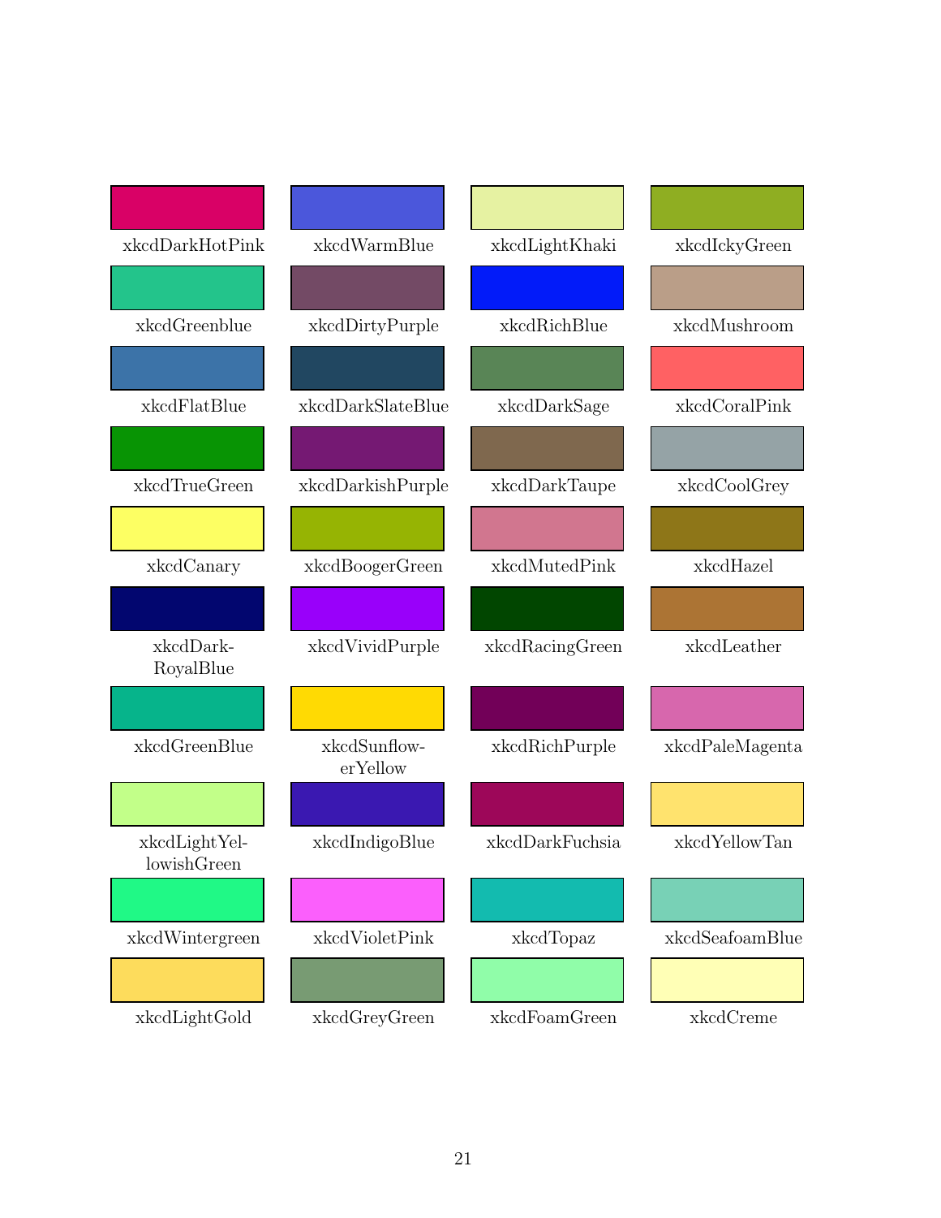| | | | |
|---|---|---|---|
| xkcdDarkHotPink | xkcdWarmBlue | xkcdLightKhaki | xkcdIckyGreen |
| xkcdGreenblue | xkcdDirtyPurple | xkcdRichBlue | xkcdMushroom |
| xkcdFlatBlue | xkcdDarkSlateBlue | xkcdDarkSage | xkcdCoralPink |
| xkcdTrueGreen | xkcdDarkishPurple | xkcdDarkTaupe | xkcdCoolGrey |
| xkcdCanary | xkcdBoogerGreen | xkcdMutedPink | xkcdHazel |
| xkcdDark-RoyalBlue | xkcdVividPurple | xkcdRacingGreen | xkcdLeather |
| xkcdGreenBlue | xkcdSunflow-erYellow | xkcdRichPurple | xkcdPaleMagenta |
| xkcdLightYel-lowishGreen | xkcdIndigoBlue | xkcdDarkFuchsia | xkcdYellowTan |
| xkcdWintergreen | xkcdVioletPink | xkcdTopaz | xkcdSeafoamBlue |
| xkcdLightGold | xkcdGreyGreen | xkcdFoamGreen | xkcdCreme |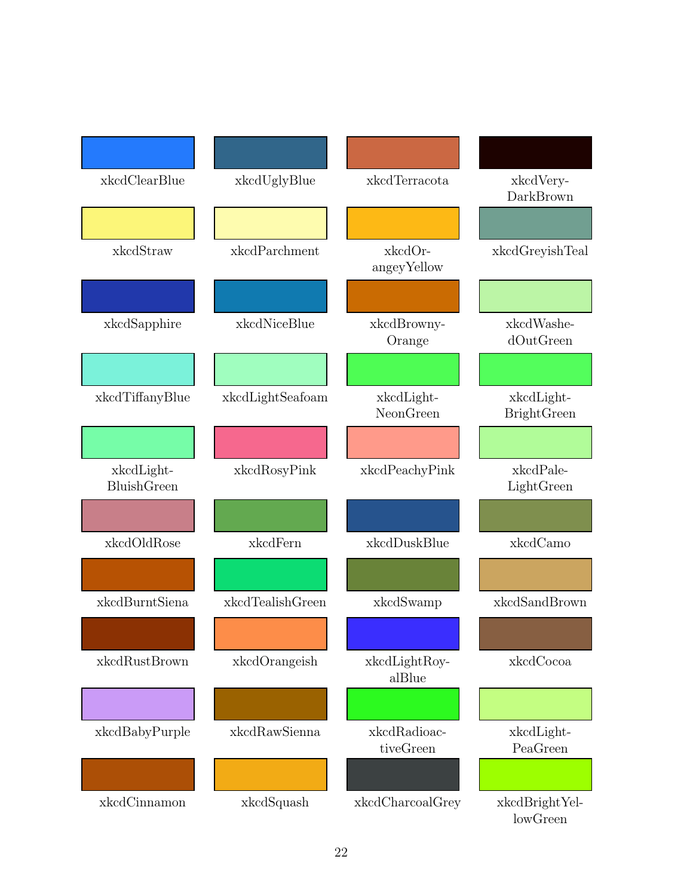| | | | |
|---|---|---|---|
| xkcdClearBlue | xkcdUglyBlue | xkcdTerracota | xkcdVery-DarkBrown |
| xkcdStraw | xkcdParchment | xkcdOr-angeyYellow | xkcdGreyishTeal |
| xkcdSapphire | xkcdNiceBlue | xkcdBrowny-Orange | xkcdWashe-dOutGreen |
| xkcdTiffanyBlue | xkcdLightSeafoam | xkcdLight-NeonGreen | xkcdLight-BrightGreen |
| xkcdLight-BluishGreen | xkcdRosyPink | xkcdPeachyPink | xkcdPale-LightGreen |
| xkcdOldRose | xkcdFern | xkcdDuskBlue | xkcdCamo |
| xkcdBurntSiena | xkcdTealishGreen | xkcdSwamp | xkcdSandBrown |
| xkcdRustBrown | xkcdOrangeish | xkcdLightRoy-alBlue | xkcdCocoa |
| xkcdBabyPurple | xkcdRawSienna | xkcdRadioac-tiveGreen | xkcdLight-PeaGreen |
| xkcdCinnamon | xkcdSquash | xkcdCharcoalGrey | xkcdBrightYel-lowGreen |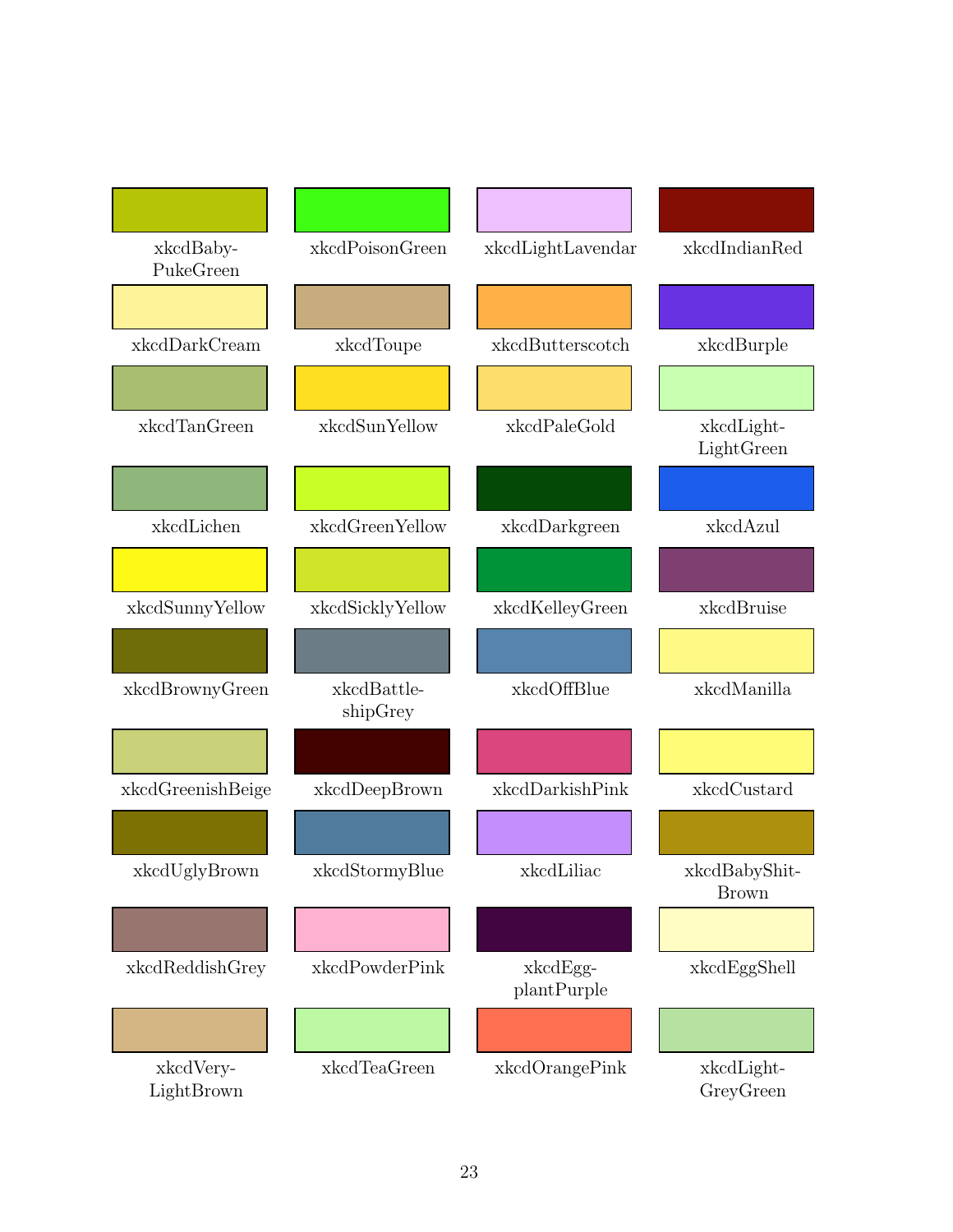| | | | |
|---|---|---|---|
| xkcdBaby-PukeGreen | xkcdPoisonGreen | xkcdLightLavendar | xkcdIndianRed |
| xkcdDarkCream | xkcdToupe | xkcdButterscotch | xkcdBurple |
| xkcdTanGreen | xkcdSunYellow | xkcdPaleGold | xkcdLight-LightGreen |
| xkcdLichen | xkcdGreenYellow | xkcdDarkgreen | xkcdAzul |
| xkcdSunnyYellow | xkcdSicklyYellow | xkcdKelleyGreen | xkcdBruise |
| xkcdBrownyGreen | xkcdBattle-shipGrey | xkcdOffBlue | xkcdManilla |
| xkcdGreenishBeige | xkcdDeepBrown | xkcdDarkishPink | xkcdCustard |
| xkcdUglyBrown | xkcdStormyBlue | xkcdLiliac | xkcdBabyShit-Brown |
| xkcdReddishGrey | xkcdPowderPink | xkcdEgg-plantPurple | xkcdEggShell |
| xkcdVery-LightBrown | xkcdTeaGreen | xkcdOrangePink | xkcdLight-GreyGreen |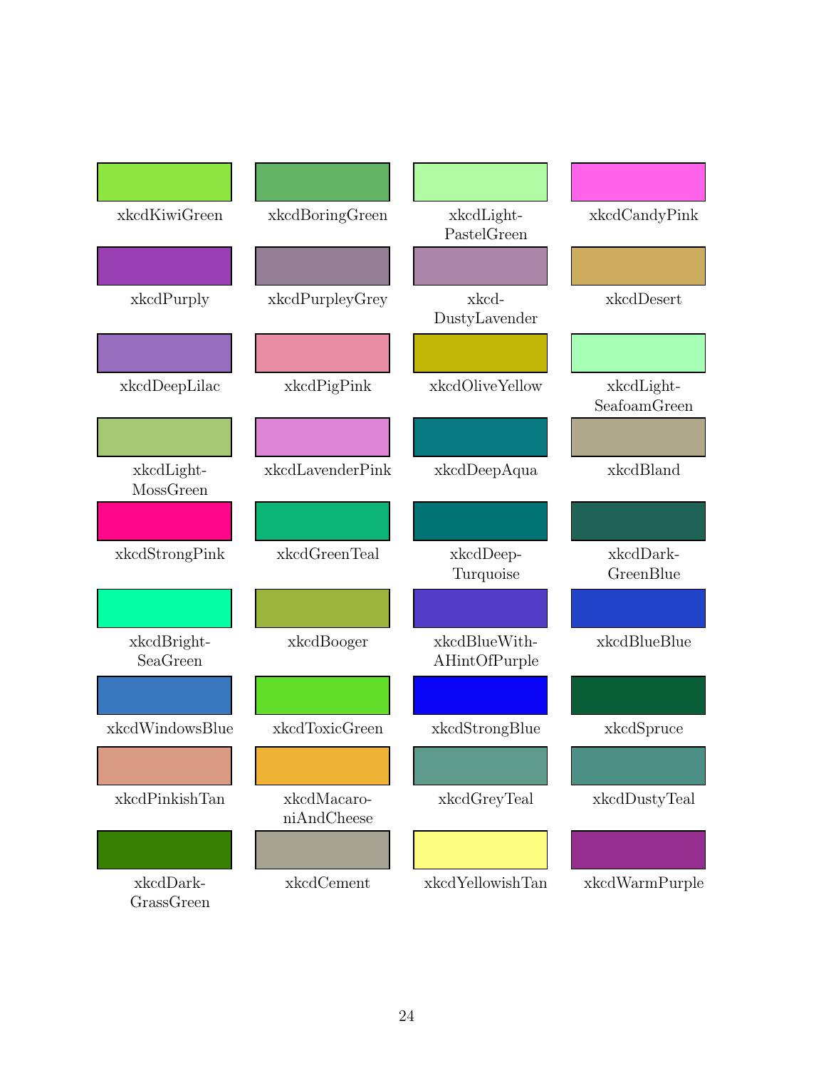| | | | |
|---|---|---|---|
| xkcdKiwiGreen | xkcdBoringGreen | xkcdLight-PastelGreen | xkcdCandyPink |
| xkcdPurply | xkcdPurpleyGrey | xkcd-DustyLavender | xkcdDesert |
| xkcdDeepLilac | xkcdPigPink | xkcdOliveYellow | xkcdLight-SeafoamGreen |
| xkcdLight-MossGreen | xkcdLavenderPink | xkcdDeepAqua | xkcdBland |
| xkcdStrongPink | xkcdGreenTeal | xkcdDeep-Turquoise | xkcdDark-GreenBlue |
| xkcdBright-SeaGreen | xkcdBooger | xkcdBlueWith-AHintOfPurple | xkcdBlueBlue |
| xkcdWindowsBlue | xkcdToxicGreen | xkcdStrongBlue | xkcdSpruce |
| xkcdPinkishTan | xkcdMacaro-niAndCheese | xkcdGreyTeal | xkcdDustyTeal |
| xkcdDark-GrassGreen | xkcdCement | xkcdYellowishTan | xkcdWarmPurple |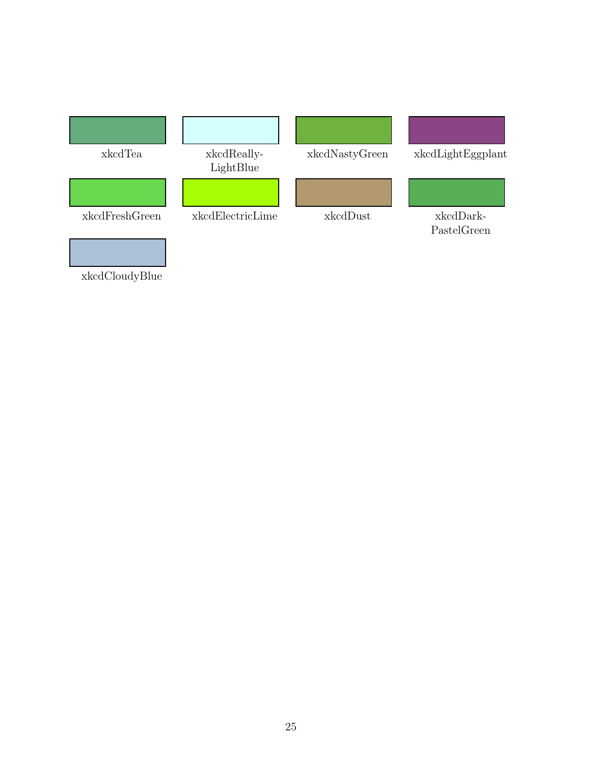xkcdTea

xkcdReally-LightBlue

xkcdNastyGreen

xkcdLightEggplant

xkcdFreshGreen

xkcdElectricLime

xkcdDust

xkcdDark-PastelGreen

xkcdCloudyBlue